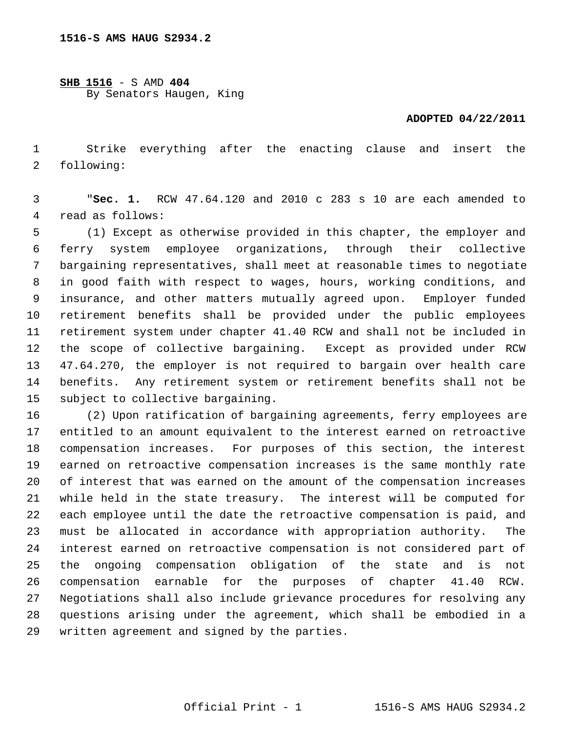**1516-S AMS HAUG S2934.2**

**SHB 1516** - S AMD **404**
By Senators Haugen, King

**ADOPTED 04/22/2011**

Strike everything after the enacting clause and insert the following:

"**Sec. 1.** RCW 47.64.120 and 2010 c 283 s 10 are each amended to read as follows:

(1) Except as otherwise provided in this chapter, the employer and ferry system employee organizations, through their collective bargaining representatives, shall meet at reasonable times to negotiate in good faith with respect to wages, hours, working conditions, and insurance, and other matters mutually agreed upon. Employer funded retirement benefits shall be provided under the public employees retirement system under chapter 41.40 RCW and shall not be included in the scope of collective bargaining. Except as provided under RCW 47.64.270, the employer is not required to bargain over health care benefits. Any retirement system or retirement benefits shall not be subject to collective bargaining.

(2) Upon ratification of bargaining agreements, ferry employees are entitled to an amount equivalent to the interest earned on retroactive compensation increases. For purposes of this section, the interest earned on retroactive compensation increases is the same monthly rate of interest that was earned on the amount of the compensation increases while held in the state treasury. The interest will be computed for each employee until the date the retroactive compensation is paid, and must be allocated in accordance with appropriation authority. The interest earned on retroactive compensation is not considered part of the ongoing compensation obligation of the state and is not compensation earnable for the purposes of chapter 41.40 RCW. Negotiations shall also include grievance procedures for resolving any questions arising under the agreement, which shall be embodied in a written agreement and signed by the parties.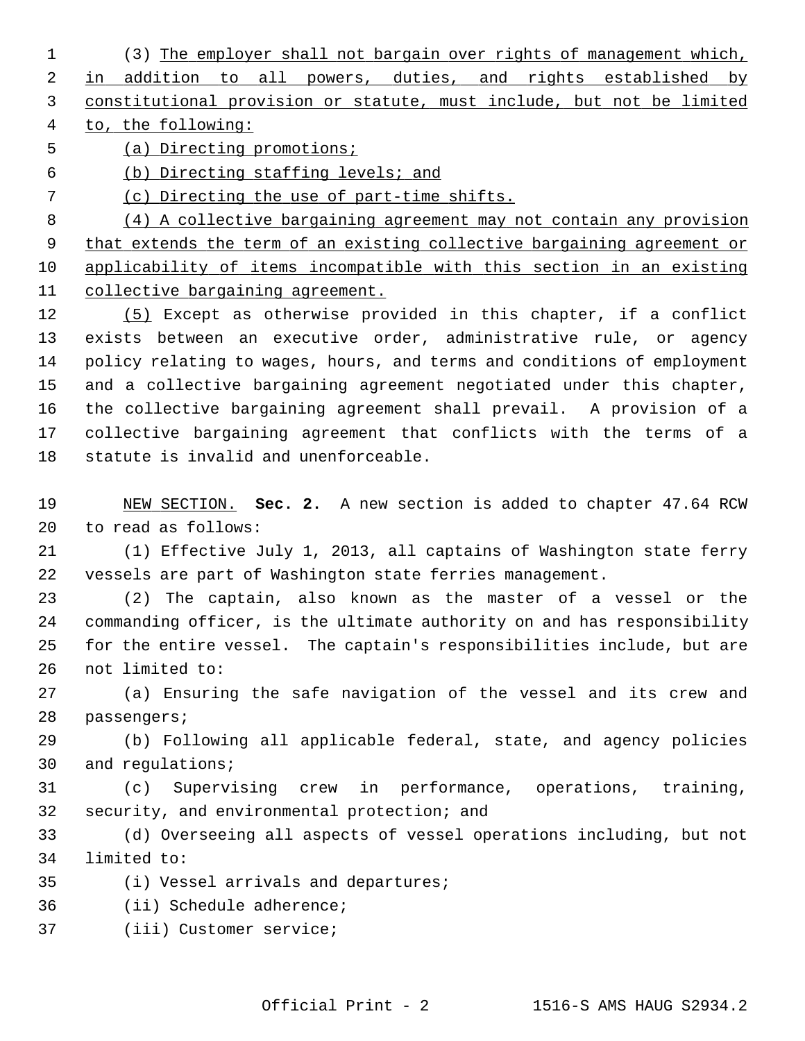(3) The employer shall not bargain over rights of management which, in addition to all powers, duties, and rights established by constitutional provision or statute, must include, but not be limited to, the following:

(a) Directing promotions;

(b) Directing staffing levels; and

(c) Directing the use of part-time shifts.

(4) A collective bargaining agreement may not contain any provision that extends the term of an existing collective bargaining agreement or applicability of items incompatible with this section in an existing collective bargaining agreement.

(5) Except as otherwise provided in this chapter, if a conflict exists between an executive order, administrative rule, or agency policy relating to wages, hours, and terms and conditions of employment and a collective bargaining agreement negotiated under this chapter, the collective bargaining agreement shall prevail. A provision of a collective bargaining agreement that conflicts with the terms of a statute is invalid and unenforceable.

NEW SECTION. **Sec. 2.** A new section is added to chapter 47.64 RCW to read as follows:

(1) Effective July 1, 2013, all captains of Washington state ferry vessels are part of Washington state ferries management.

(2) The captain, also known as the master of a vessel or the commanding officer, is the ultimate authority on and has responsibility for the entire vessel. The captain's responsibilities include, but are not limited to:

(a) Ensuring the safe navigation of the vessel and its crew and passengers;

(b) Following all applicable federal, state, and agency policies and regulations;

(c) Supervising crew in performance, operations, training, security, and environmental protection; and

(d) Overseeing all aspects of vessel operations including, but not limited to:

(i) Vessel arrivals and departures;

(ii) Schedule adherence;

(iii) Customer service;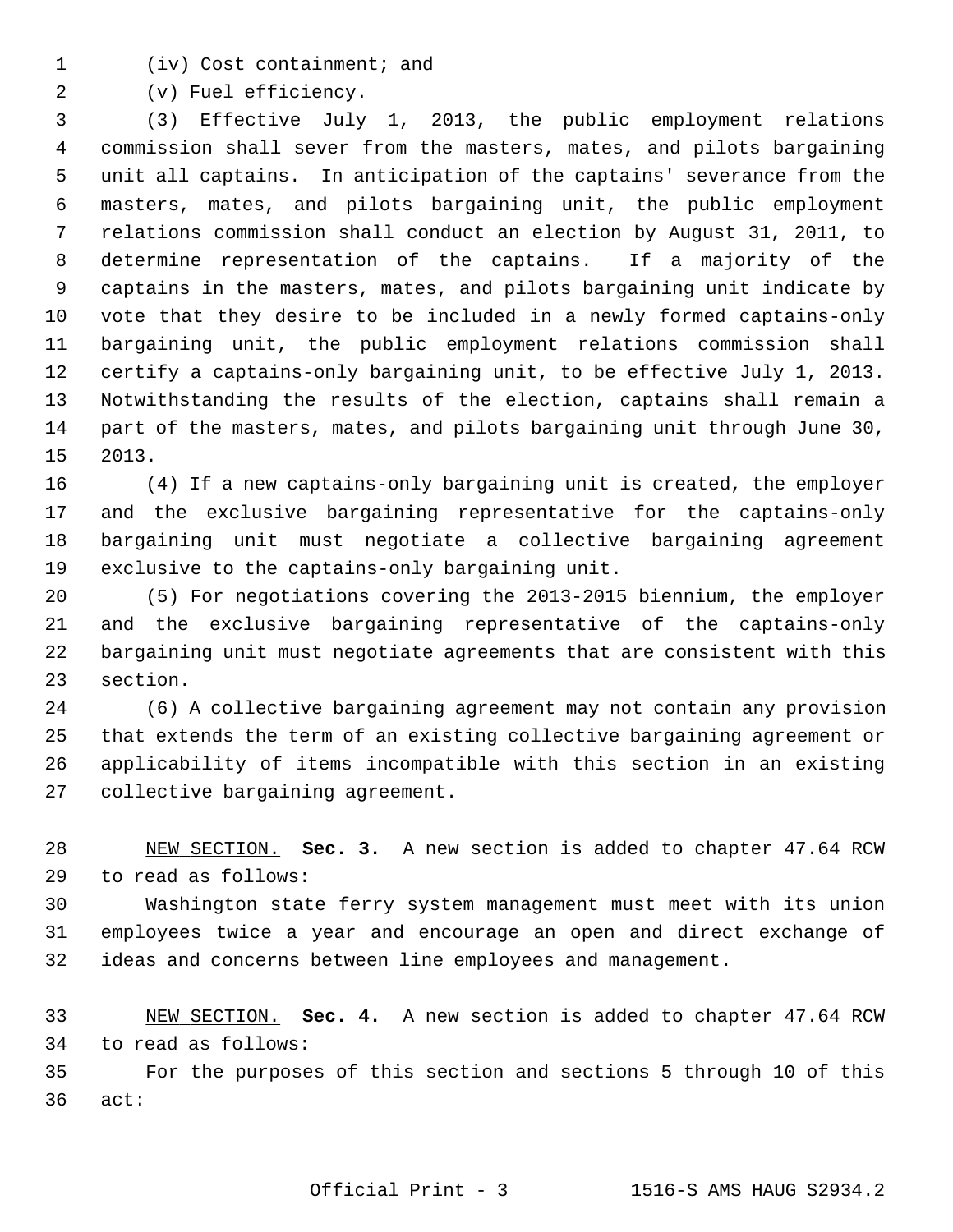(iv) Cost containment; and

(v) Fuel efficiency.

(3) Effective July 1, 2013, the public employment relations commission shall sever from the masters, mates, and pilots bargaining unit all captains. In anticipation of the captains' severance from the masters, mates, and pilots bargaining unit, the public employment relations commission shall conduct an election by August 31, 2011, to determine representation of the captains. If a majority of the captains in the masters, mates, and pilots bargaining unit indicate by vote that they desire to be included in a newly formed captains-only bargaining unit, the public employment relations commission shall certify a captains-only bargaining unit, to be effective July 1, 2013. Notwithstanding the results of the election, captains shall remain a part of the masters, mates, and pilots bargaining unit through June 30, 2013.

(4) If a new captains-only bargaining unit is created, the employer and the exclusive bargaining representative for the captains-only bargaining unit must negotiate a collective bargaining agreement exclusive to the captains-only bargaining unit.

(5) For negotiations covering the 2013-2015 biennium, the employer and the exclusive bargaining representative of the captains-only bargaining unit must negotiate agreements that are consistent with this section.

(6) A collective bargaining agreement may not contain any provision that extends the term of an existing collective bargaining agreement or applicability of items incompatible with this section in an existing collective bargaining agreement.

NEW SECTION. **Sec. 3.** A new section is added to chapter 47.64 RCW to read as follows:

Washington state ferry system management must meet with its union employees twice a year and encourage an open and direct exchange of ideas and concerns between line employees and management.

NEW SECTION. **Sec. 4.** A new section is added to chapter 47.64 RCW to read as follows:

For the purposes of this section and sections 5 through 10 of this act: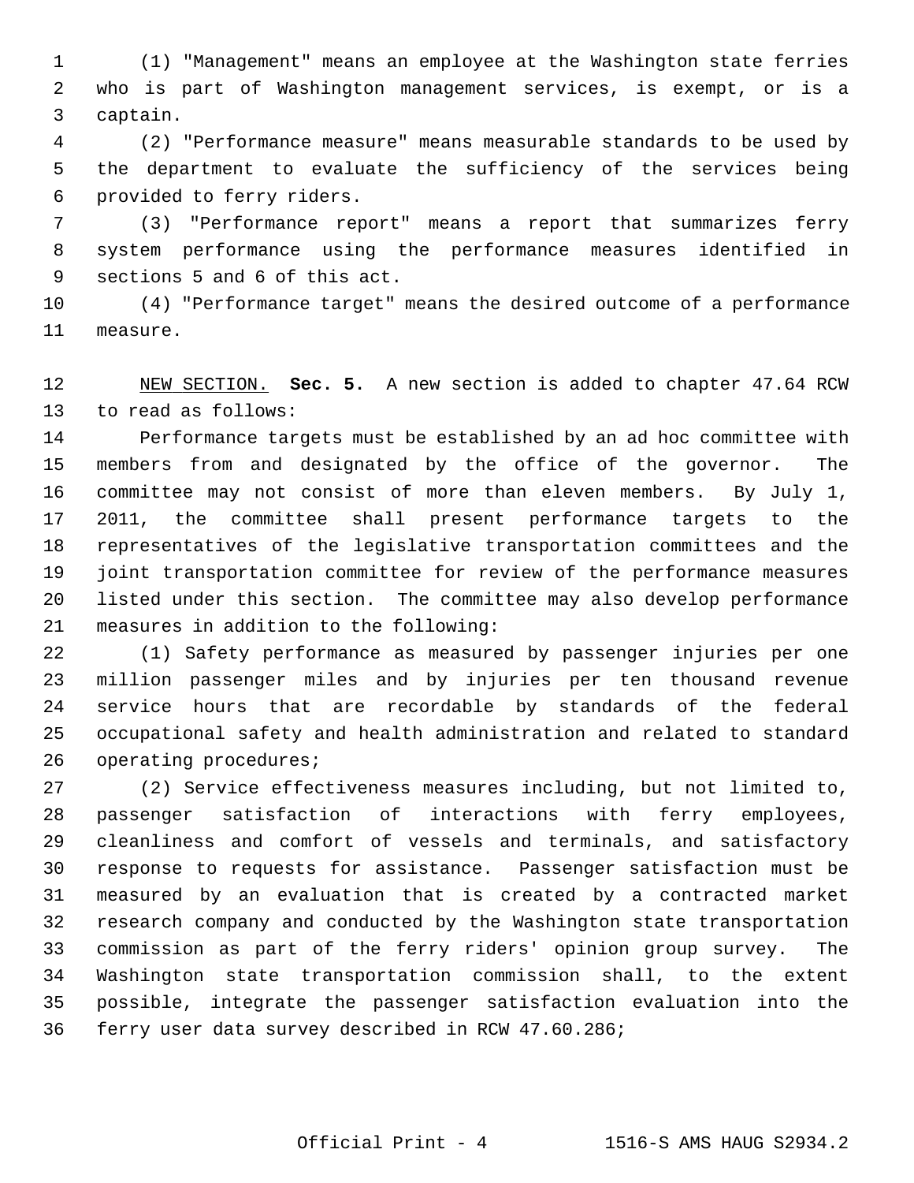(1) "Management" means an employee at the Washington state ferries who is part of Washington management services, is exempt, or is a captain.

(2) "Performance measure" means measurable standards to be used by the department to evaluate the sufficiency of the services being provided to ferry riders.

(3) "Performance report" means a report that summarizes ferry system performance using the performance measures identified in sections 5 and 6 of this act.

(4) "Performance target" means the desired outcome of a performance measure.

NEW SECTION. **Sec. 5.** A new section is added to chapter 47.64 RCW to read as follows:

Performance targets must be established by an ad hoc committee with members from and designated by the office of the governor. The committee may not consist of more than eleven members. By July 1, 2011, the committee shall present performance targets to the representatives of the legislative transportation committees and the joint transportation committee for review of the performance measures listed under this section. The committee may also develop performance measures in addition to the following:

(1) Safety performance as measured by passenger injuries per one million passenger miles and by injuries per ten thousand revenue service hours that are recordable by standards of the federal occupational safety and health administration and related to standard operating procedures;

(2) Service effectiveness measures including, but not limited to, passenger satisfaction of interactions with ferry employees, cleanliness and comfort of vessels and terminals, and satisfactory response to requests for assistance. Passenger satisfaction must be measured by an evaluation that is created by a contracted market research company and conducted by the Washington state transportation commission as part of the ferry riders' opinion group survey. The Washington state transportation commission shall, to the extent possible, integrate the passenger satisfaction evaluation into the ferry user data survey described in RCW 47.60.286;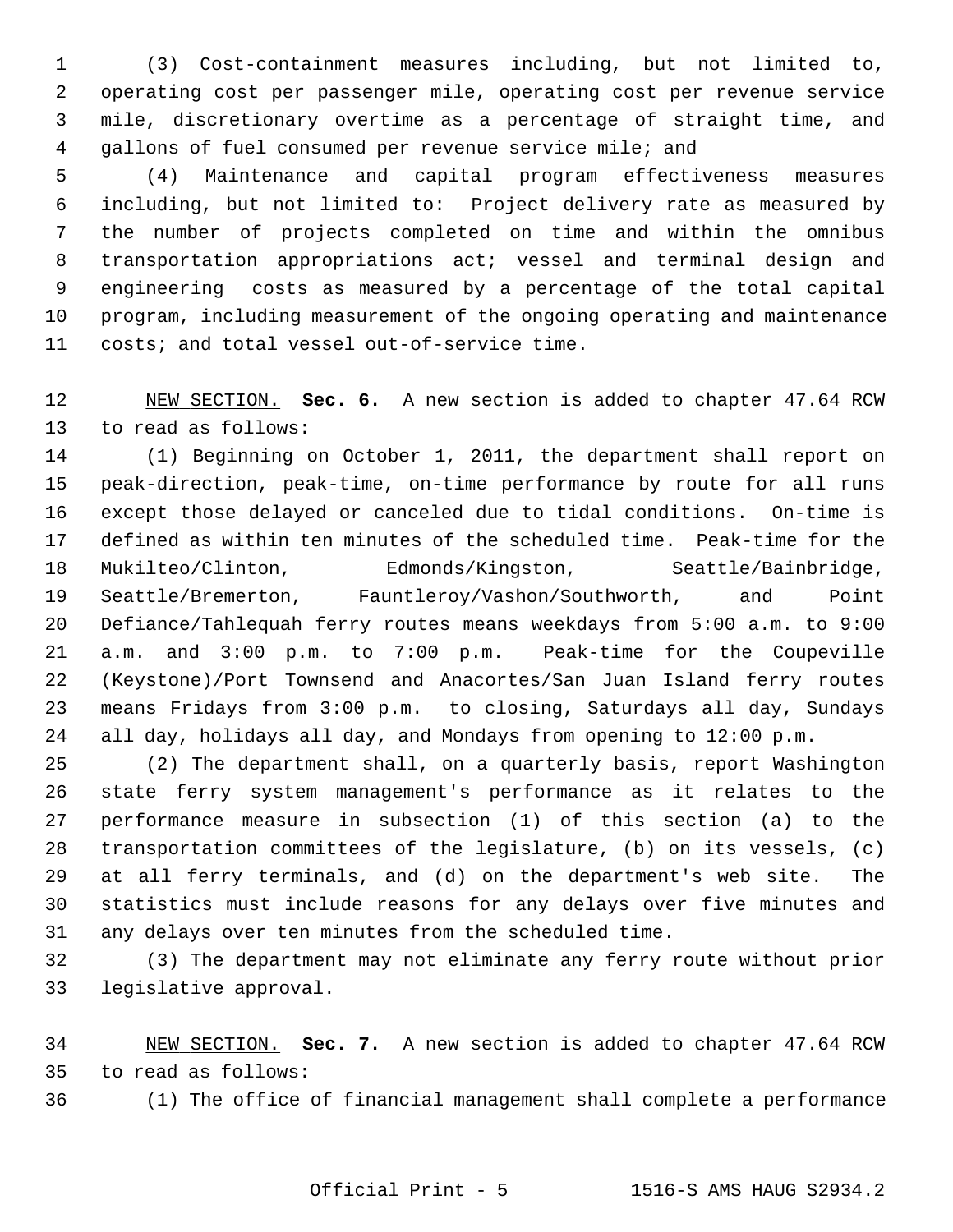(3) Cost-containment measures including, but not limited to, operating cost per passenger mile, operating cost per revenue service mile, discretionary overtime as a percentage of straight time, and gallons of fuel consumed per revenue service mile; and

(4) Maintenance and capital program effectiveness measures including, but not limited to: Project delivery rate as measured by the number of projects completed on time and within the omnibus transportation appropriations act; vessel and terminal design and engineering costs as measured by a percentage of the total capital program, including measurement of the ongoing operating and maintenance costs; and total vessel out-of-service time.

NEW SECTION. **Sec. 6.** A new section is added to chapter 47.64 RCW to read as follows:

(1) Beginning on October 1, 2011, the department shall report on peak-direction, peak-time, on-time performance by route for all runs except those delayed or canceled due to tidal conditions. On-time is defined as within ten minutes of the scheduled time. Peak-time for the Mukilteo/Clinton, Edmonds/Kingston, Seattle/Bainbridge, Seattle/Bremerton, Fauntleroy/Vashon/Southworth, and Point Defiance/Tahlequah ferry routes means weekdays from 5:00 a.m. to 9:00 a.m. and 3:00 p.m. to 7:00 p.m. Peak-time for the Coupeville (Keystone)/Port Townsend and Anacortes/San Juan Island ferry routes means Fridays from 3:00 p.m. to closing, Saturdays all day, Sundays all day, holidays all day, and Mondays from opening to 12:00 p.m.

(2) The department shall, on a quarterly basis, report Washington state ferry system management's performance as it relates to the performance measure in subsection (1) of this section (a) to the transportation committees of the legislature, (b) on its vessels, (c) at all ferry terminals, and (d) on the department's web site. The statistics must include reasons for any delays over five minutes and any delays over ten minutes from the scheduled time.

(3) The department may not eliminate any ferry route without prior legislative approval.

NEW SECTION. **Sec. 7.** A new section is added to chapter 47.64 RCW to read as follows:

(1) The office of financial management shall complete a performance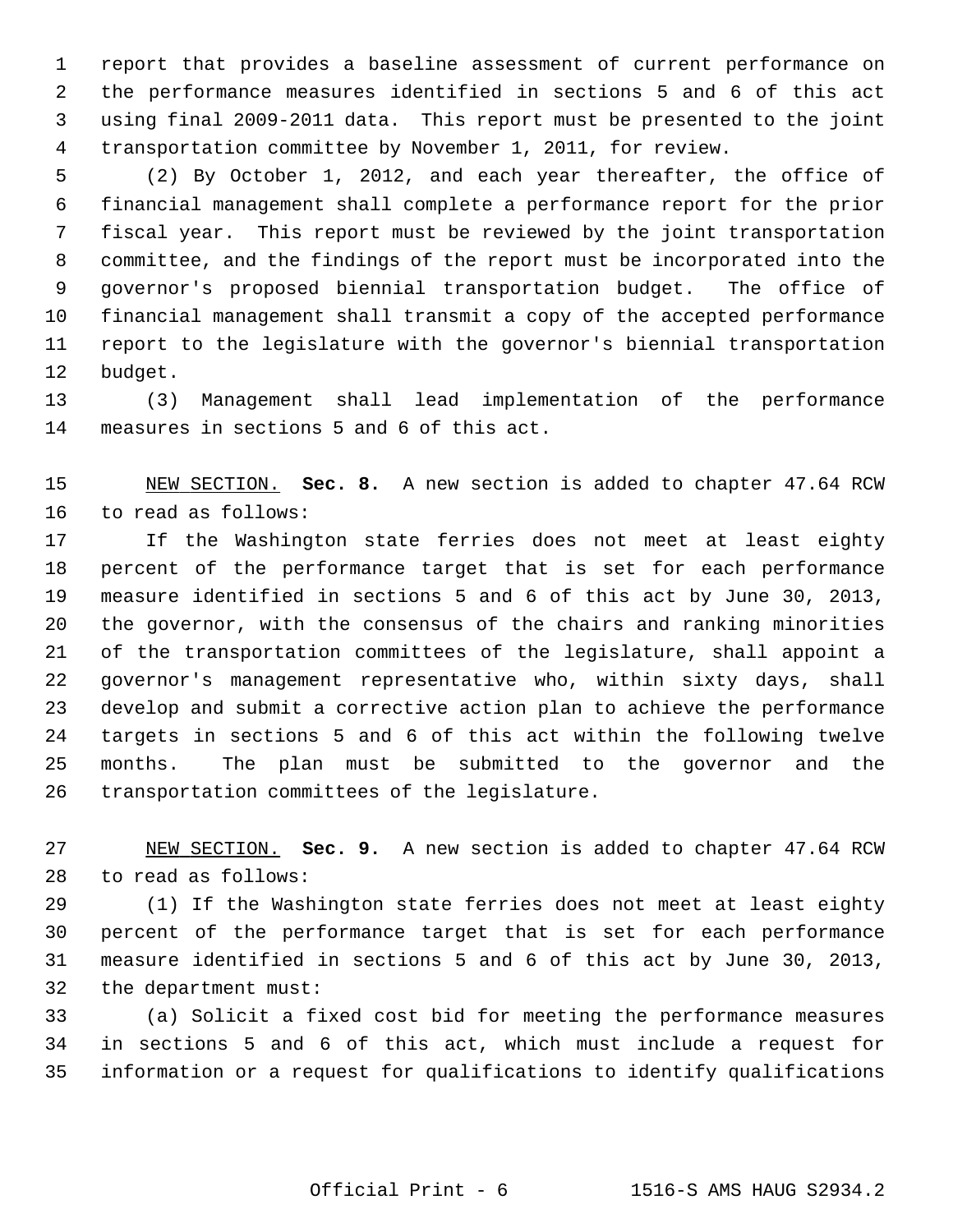report that provides a baseline assessment of current performance on the performance measures identified in sections 5 and 6 of this act using final 2009-2011 data. This report must be presented to the joint transportation committee by November 1, 2011, for review.

(2) By October 1, 2012, and each year thereafter, the office of financial management shall complete a performance report for the prior fiscal year. This report must be reviewed by the joint transportation committee, and the findings of the report must be incorporated into the governor's proposed biennial transportation budget. The office of financial management shall transmit a copy of the accepted performance report to the legislature with the governor's biennial transportation budget.

(3) Management shall lead implementation of the performance measures in sections 5 and 6 of this act.

NEW SECTION. **Sec. 8.** A new section is added to chapter 47.64 RCW to read as follows:

If the Washington state ferries does not meet at least eighty percent of the performance target that is set for each performance measure identified in sections 5 and 6 of this act by June 30, 2013, the governor, with the consensus of the chairs and ranking minorities of the transportation committees of the legislature, shall appoint a governor's management representative who, within sixty days, shall develop and submit a corrective action plan to achieve the performance targets in sections 5 and 6 of this act within the following twelve months. The plan must be submitted to the governor and the transportation committees of the legislature.

NEW SECTION. **Sec. 9.** A new section is added to chapter 47.64 RCW to read as follows:

(1) If the Washington state ferries does not meet at least eighty percent of the performance target that is set for each performance measure identified in sections 5 and 6 of this act by June 30, 2013, the department must:

(a) Solicit a fixed cost bid for meeting the performance measures in sections 5 and 6 of this act, which must include a request for information or a request for qualifications to identify qualifications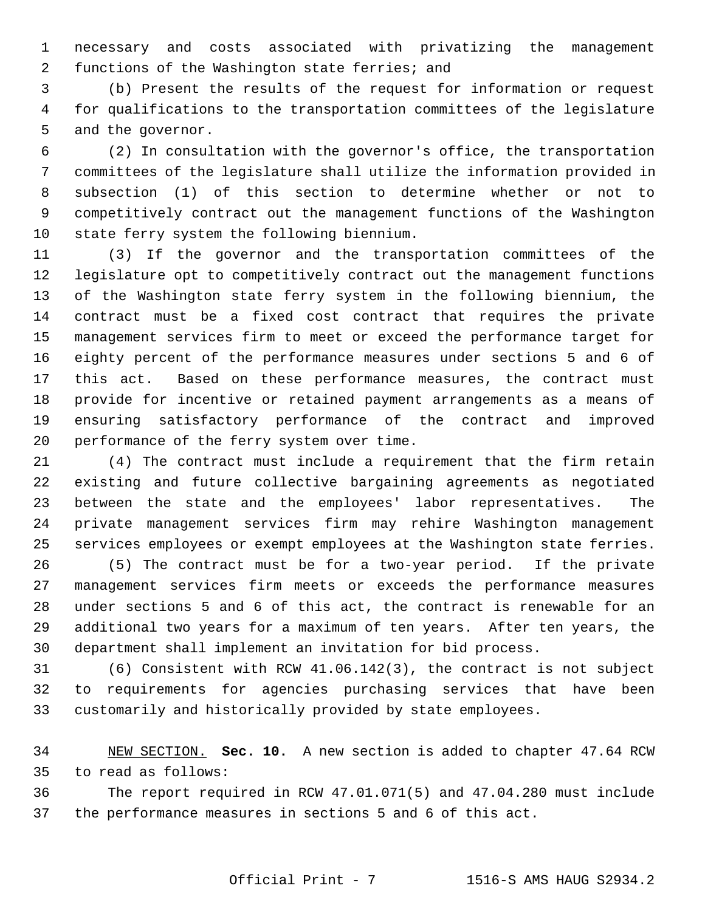necessary and costs associated with privatizing the management functions of the Washington state ferries; and

(b) Present the results of the request for information or request for qualifications to the transportation committees of the legislature and the governor.

(2) In consultation with the governor's office, the transportation committees of the legislature shall utilize the information provided in subsection (1) of this section to determine whether or not to competitively contract out the management functions of the Washington state ferry system the following biennium.

(3) If the governor and the transportation committees of the legislature opt to competitively contract out the management functions of the Washington state ferry system in the following biennium, the contract must be a fixed cost contract that requires the private management services firm to meet or exceed the performance target for eighty percent of the performance measures under sections 5 and 6 of this act. Based on these performance measures, the contract must provide for incentive or retained payment arrangements as a means of ensuring satisfactory performance of the contract and improved performance of the ferry system over time.

(4) The contract must include a requirement that the firm retain existing and future collective bargaining agreements as negotiated between the state and the employees' labor representatives. The private management services firm may rehire Washington management services employees or exempt employees at the Washington state ferries.

(5) The contract must be for a two-year period. If the private management services firm meets or exceeds the performance measures under sections 5 and 6 of this act, the contract is renewable for an additional two years for a maximum of ten years. After ten years, the department shall implement an invitation for bid process.

(6) Consistent with RCW 41.06.142(3), the contract is not subject to requirements for agencies purchasing services that have been customarily and historically provided by state employees.

NEW SECTION. **Sec. 10.** A new section is added to chapter 47.64 RCW to read as follows:

The report required in RCW 47.01.071(5) and 47.04.280 must include the performance measures in sections 5 and 6 of this act.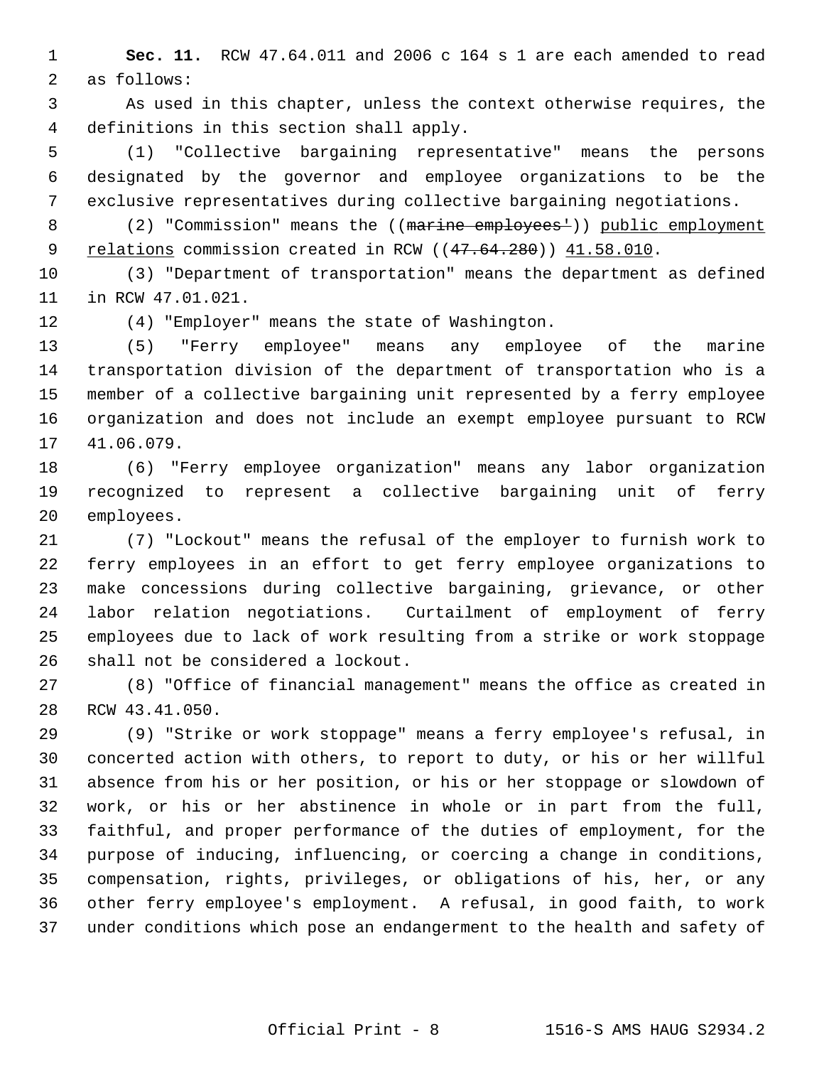**Sec. 11.** RCW 47.64.011 and 2006 c 164 s 1 are each amended to read as follows:

As used in this chapter, unless the context otherwise requires, the definitions in this section shall apply.

(1) "Collective bargaining representative" means the persons designated by the governor and employee organizations to be the exclusive representatives during collective bargaining negotiations.

(2) "Commission" means the ((~~marine employees'~~)) <u>public employment relations</u> commission created in RCW ((~~47.64.280~~)) <u>41.58.010</u>.

(3) "Department of transportation" means the department as defined in RCW 47.01.021.

(4) "Employer" means the state of Washington.

(5) "Ferry employee" means any employee of the marine transportation division of the department of transportation who is a member of a collective bargaining unit represented by a ferry employee organization and does not include an exempt employee pursuant to RCW 41.06.079.

(6) "Ferry employee organization" means any labor organization recognized to represent a collective bargaining unit of ferry employees.

(7) "Lockout" means the refusal of the employer to furnish work to ferry employees in an effort to get ferry employee organizations to make concessions during collective bargaining, grievance, or other labor relation negotiations. Curtailment of employment of ferry employees due to lack of work resulting from a strike or work stoppage shall not be considered a lockout.

(8) "Office of financial management" means the office as created in RCW 43.41.050.

(9) "Strike or work stoppage" means a ferry employee's refusal, in concerted action with others, to report to duty, or his or her willful absence from his or her position, or his or her stoppage or slowdown of work, or his or her abstinence in whole or in part from the full, faithful, and proper performance of the duties of employment, for the purpose of inducing, influencing, or coercing a change in conditions, compensation, rights, privileges, or obligations of his, her, or any other ferry employee's employment. A refusal, in good faith, to work under conditions which pose an endangerment to the health and safety of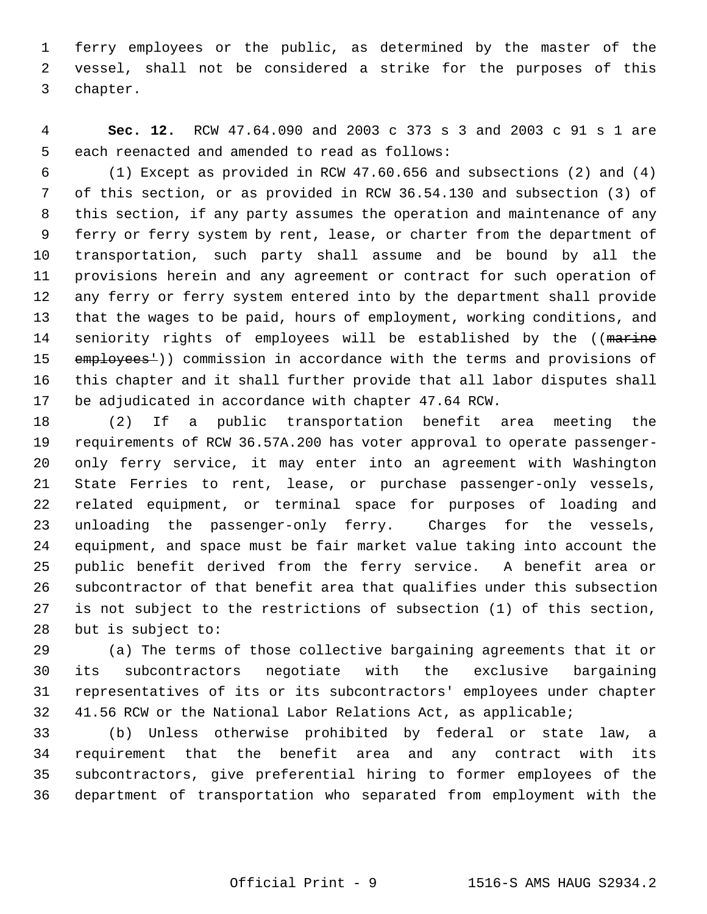ferry employees or the public, as determined by the master of the vessel, shall not be considered a strike for the purposes of this chapter.

**Sec. 12.** RCW 47.64.090 and 2003 c 373 s 3 and 2003 c 91 s 1 are each reenacted and amended to read as follows:

(1) Except as provided in RCW 47.60.656 and subsections (2) and (4) of this section, or as provided in RCW 36.54.130 and subsection (3) of this section, if any party assumes the operation and maintenance of any ferry or ferry system by rent, lease, or charter from the department of transportation, such party shall assume and be bound by all the provisions herein and any agreement or contract for such operation of any ferry or ferry system entered into by the department shall provide that the wages to be paid, hours of employment, working conditions, and seniority rights of employees will be established by the ((~~marine employees'~~)) commission in accordance with the terms and provisions of this chapter and it shall further provide that all labor disputes shall be adjudicated in accordance with chapter 47.64 RCW.

(2) If a public transportation benefit area meeting the requirements of RCW 36.57A.200 has voter approval to operate passenger-only ferry service, it may enter into an agreement with Washington State Ferries to rent, lease, or purchase passenger-only vessels, related equipment, or terminal space for purposes of loading and unloading the passenger-only ferry. Charges for the vessels, equipment, and space must be fair market value taking into account the public benefit derived from the ferry service. A benefit area or subcontractor of that benefit area that qualifies under this subsection is not subject to the restrictions of subsection (1) of this section, but is subject to:

(a) The terms of those collective bargaining agreements that it or its subcontractors negotiate with the exclusive bargaining representatives of its or its subcontractors' employees under chapter 41.56 RCW or the National Labor Relations Act, as applicable;

(b) Unless otherwise prohibited by federal or state law, a requirement that the benefit area and any contract with its subcontractors, give preferential hiring to former employees of the department of transportation who separated from employment with the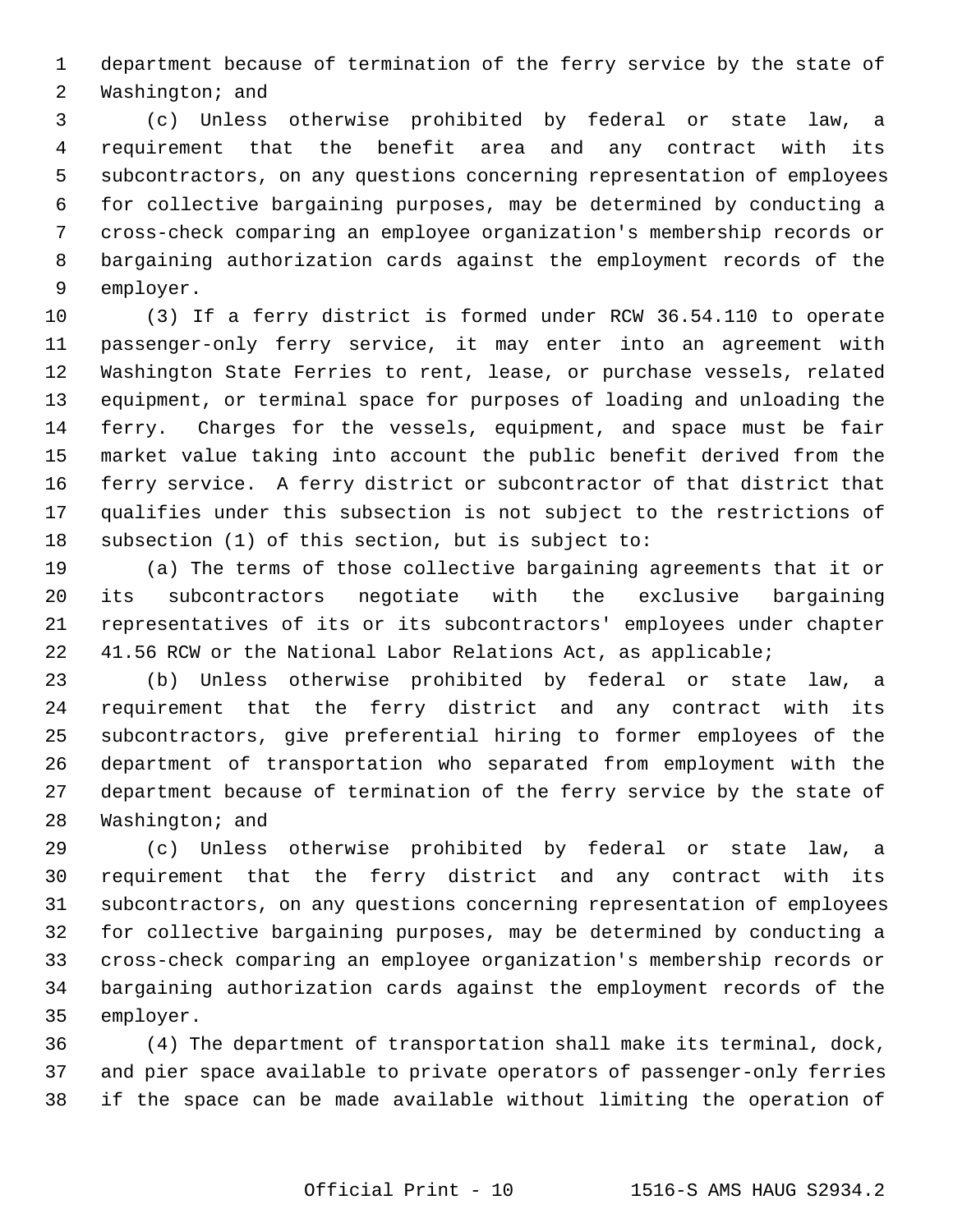department because of termination of the ferry service by the state of Washington; and

(c) Unless otherwise prohibited by federal or state law, a requirement that the benefit area and any contract with its subcontractors, on any questions concerning representation of employees for collective bargaining purposes, may be determined by conducting a cross-check comparing an employee organization's membership records or bargaining authorization cards against the employment records of the employer.

(3) If a ferry district is formed under RCW 36.54.110 to operate passenger-only ferry service, it may enter into an agreement with Washington State Ferries to rent, lease, or purchase vessels, related equipment, or terminal space for purposes of loading and unloading the ferry. Charges for the vessels, equipment, and space must be fair market value taking into account the public benefit derived from the ferry service. A ferry district or subcontractor of that district that qualifies under this subsection is not subject to the restrictions of subsection (1) of this section, but is subject to:

(a) The terms of those collective bargaining agreements that it or its subcontractors negotiate with the exclusive bargaining representatives of its or its subcontractors' employees under chapter 41.56 RCW or the National Labor Relations Act, as applicable;

(b) Unless otherwise prohibited by federal or state law, a requirement that the ferry district and any contract with its subcontractors, give preferential hiring to former employees of the department of transportation who separated from employment with the department because of termination of the ferry service by the state of Washington; and

(c) Unless otherwise prohibited by federal or state law, a requirement that the ferry district and any contract with its subcontractors, on any questions concerning representation of employees for collective bargaining purposes, may be determined by conducting a cross-check comparing an employee organization's membership records or bargaining authorization cards against the employment records of the employer.

(4) The department of transportation shall make its terminal, dock, and pier space available to private operators of passenger-only ferries if the space can be made available without limiting the operation of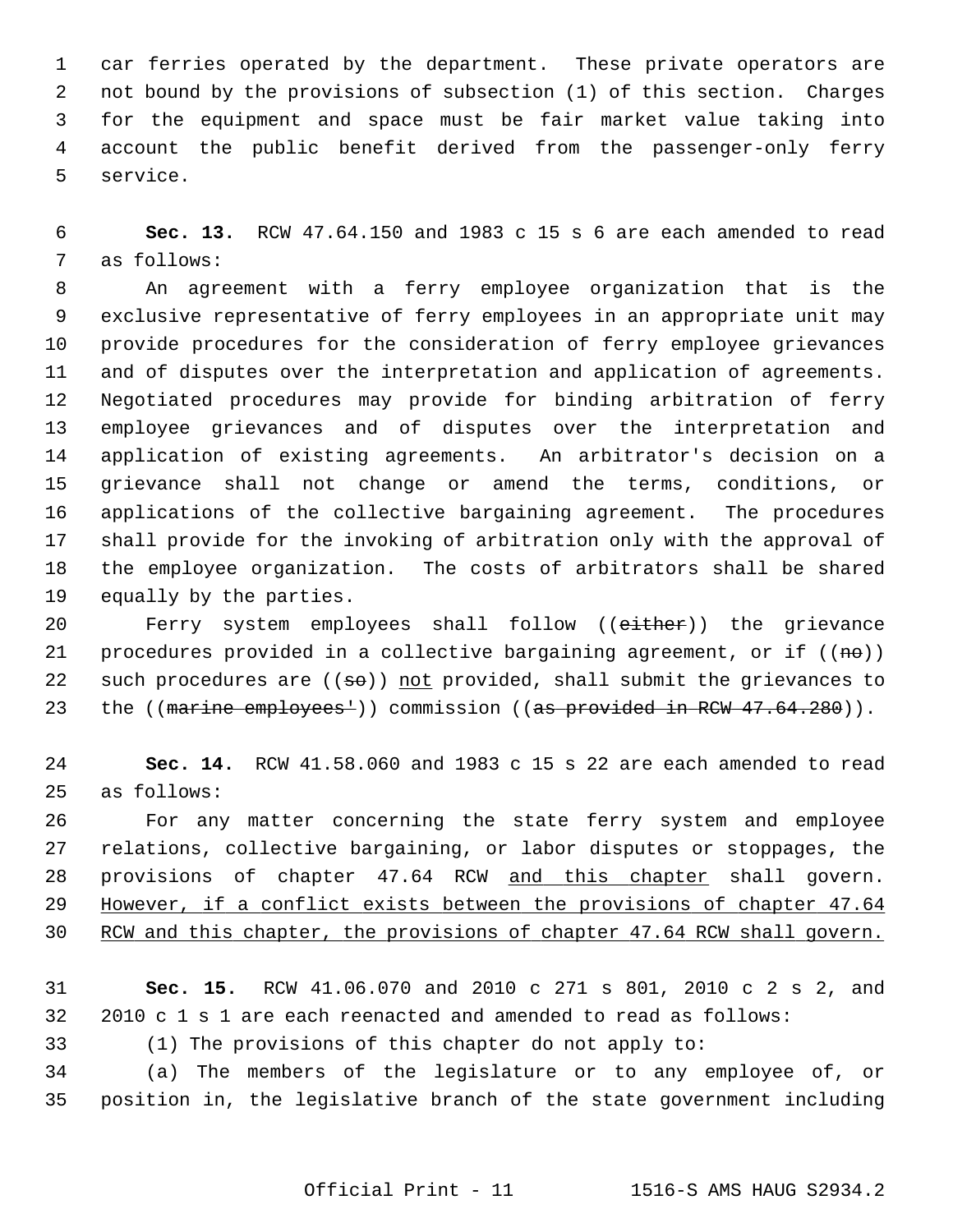car ferries operated by the department. These private operators are not bound by the provisions of subsection (1) of this section. Charges for the equipment and space must be fair market value taking into account the public benefit derived from the passenger-only ferry service.

**Sec. 13.** RCW 47.64.150 and 1983 c 15 s 6 are each amended to read as follows:

An agreement with a ferry employee organization that is the exclusive representative of ferry employees in an appropriate unit may provide procedures for the consideration of ferry employee grievances and of disputes over the interpretation and application of agreements. Negotiated procedures may provide for binding arbitration of ferry employee grievances and of disputes over the interpretation and application of existing agreements. An arbitrator's decision on a grievance shall not change or amend the terms, conditions, or applications of the collective bargaining agreement. The procedures shall provide for the invoking of arbitration only with the approval of the employee organization. The costs of arbitrators shall be shared equally by the parties.

Ferry system employees shall follow ((~~either~~)) the grievance procedures provided in a collective bargaining agreement, or if ((~~no~~)) such procedures are ((~~so~~)) <u>not</u> provided, shall submit the grievances to the ((~~marine employees'~~)) commission ((~~as provided in RCW 47.64.280~~)).

**Sec. 14.** RCW 41.58.060 and 1983 c 15 s 22 are each amended to read as follows:

For any matter concerning the state ferry system and employee relations, collective bargaining, or labor disputes or stoppages, the provisions of chapter 47.64 RCW <u>and this chapter</u> shall govern. <u>However, if a conflict exists between the provisions of chapter 47.64 RCW and this chapter, the provisions of chapter 47.64 RCW shall govern.</u>

**Sec. 15.** RCW 41.06.070 and 2010 c 271 s 801, 2010 c 2 s 2, and 2010 c 1 s 1 are each reenacted and amended to read as follows:

(1) The provisions of this chapter do not apply to:

(a) The members of the legislature or to any employee of, or position in, the legislative branch of the state government including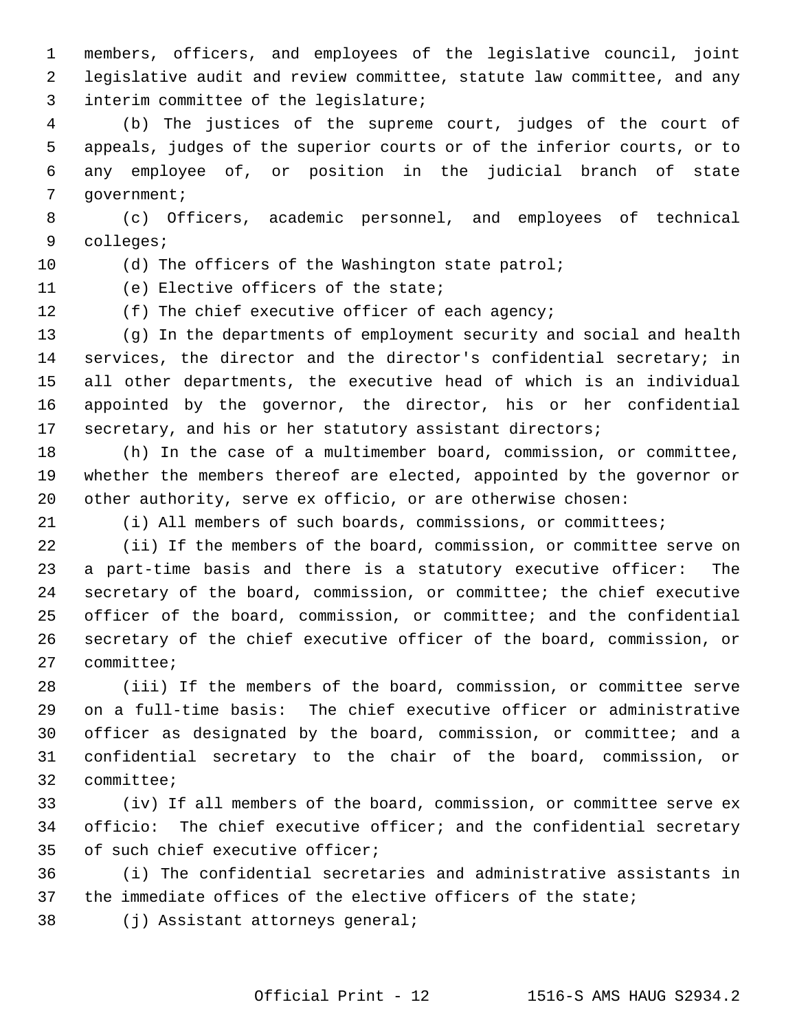members, officers, and employees of the legislative council, joint legislative audit and review committee, statute law committee, and any interim committee of the legislature;

(b) The justices of the supreme court, judges of the court of appeals, judges of the superior courts or of the inferior courts, or to any employee of, or position in the judicial branch of state government;

(c) Officers, academic personnel, and employees of technical colleges;

(d) The officers of the Washington state patrol;

(e) Elective officers of the state;

(f) The chief executive officer of each agency;

(g) In the departments of employment security and social and health services, the director and the director's confidential secretary; in all other departments, the executive head of which is an individual appointed by the governor, the director, his or her confidential secretary, and his or her statutory assistant directors;

(h) In the case of a multimember board, commission, or committee, whether the members thereof are elected, appointed by the governor or other authority, serve ex officio, or are otherwise chosen:

(i) All members of such boards, commissions, or committees;

(ii) If the members of the board, commission, or committee serve on a part-time basis and there is a statutory executive officer: The secretary of the board, commission, or committee; the chief executive officer of the board, commission, or committee; and the confidential secretary of the chief executive officer of the board, commission, or committee;

(iii) If the members of the board, commission, or committee serve on a full-time basis: The chief executive officer or administrative officer as designated by the board, commission, or committee; and a confidential secretary to the chair of the board, commission, or committee;

(iv) If all members of the board, commission, or committee serve ex officio: The chief executive officer; and the confidential secretary of such chief executive officer;

(i) The confidential secretaries and administrative assistants in the immediate offices of the elective officers of the state;

(j) Assistant attorneys general;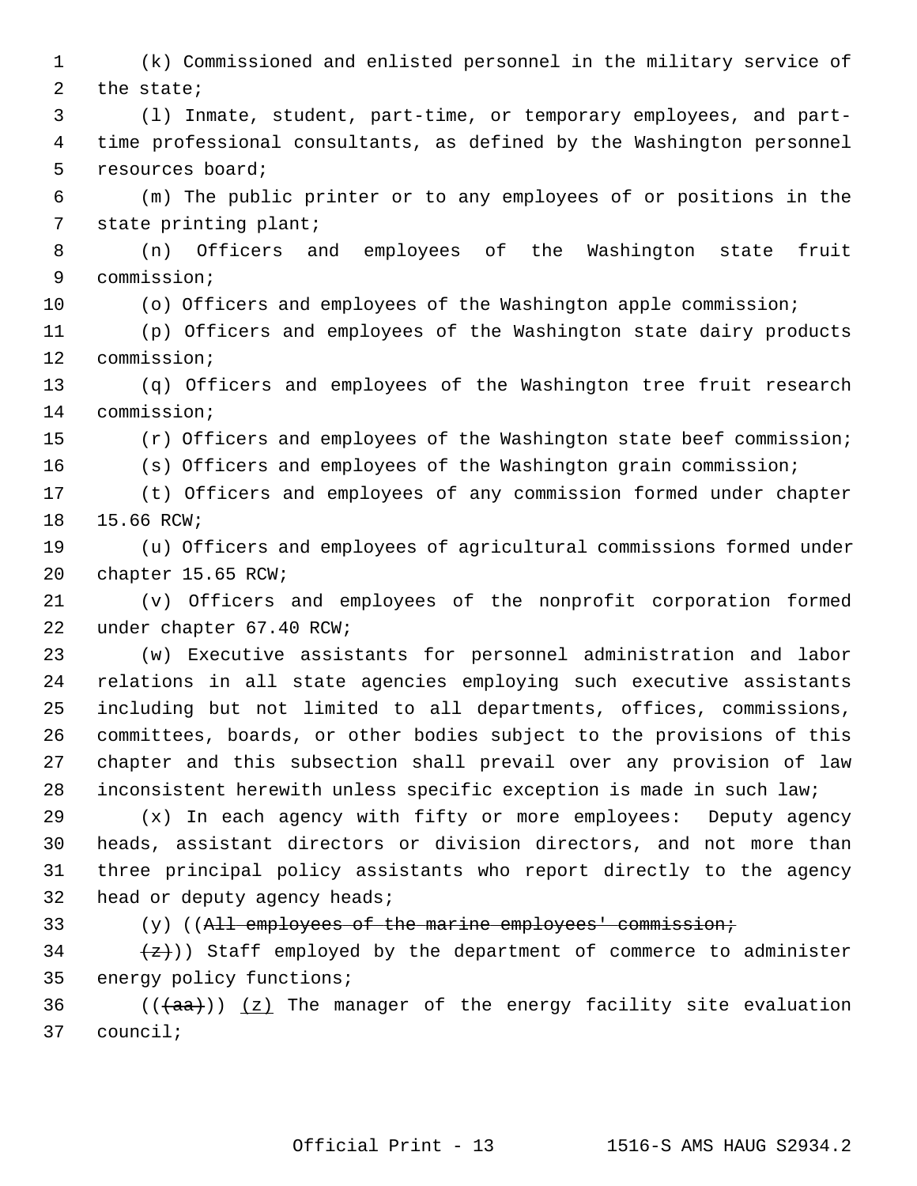(k) Commissioned and enlisted personnel in the military service of the state;

(l) Inmate, student, part-time, or temporary employees, and part-time professional consultants, as defined by the Washington personnel resources board;

(m) The public printer or to any employees of or positions in the state printing plant;

(n) Officers and employees of the Washington state fruit commission;

(o) Officers and employees of the Washington apple commission;

(p) Officers and employees of the Washington state dairy products commission;

(q) Officers and employees of the Washington tree fruit research commission;

(r) Officers and employees of the Washington state beef commission;

(s) Officers and employees of the Washington grain commission;

(t) Officers and employees of any commission formed under chapter 15.66 RCW;

(u) Officers and employees of agricultural commissions formed under chapter 15.65 RCW;

(v) Officers and employees of the nonprofit corporation formed under chapter 67.40 RCW;

(w) Executive assistants for personnel administration and labor relations in all state agencies employing such executive assistants including but not limited to all departments, offices, commissions, committees, boards, or other bodies subject to the provisions of this chapter and this subsection shall prevail over any provision of law inconsistent herewith unless specific exception is made in such law;

(x) In each agency with fifty or more employees: Deputy agency heads, assistant directors or division directors, and not more than three principal policy assistants who report directly to the agency head or deputy agency heads;

(y) ((~~All employees of the marine employees' commission;~~

~~(z)~~)) Staff employed by the department of commerce to administer energy policy functions;

((~~(aa)~~)) <u>(z)</u> The manager of the energy facility site evaluation council;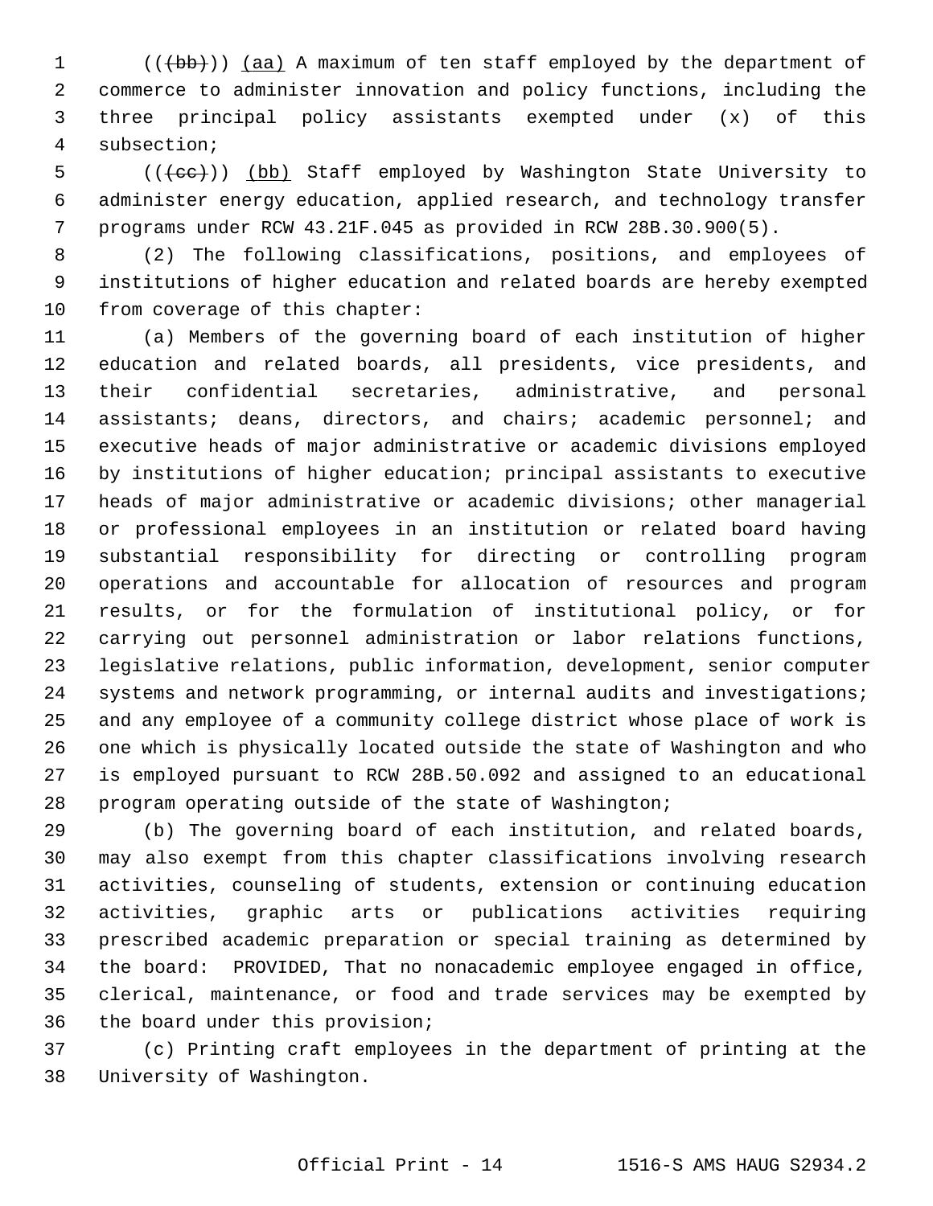((~~(bb)~~)) (aa) A maximum of ten staff employed by the department of commerce to administer innovation and policy functions, including the three principal policy assistants exempted under (x) of this subsection;

((~~(cc)~~)) (bb) Staff employed by Washington State University to administer energy education, applied research, and technology transfer programs under RCW 43.21F.045 as provided in RCW 28B.30.900(5).

(2) The following classifications, positions, and employees of institutions of higher education and related boards are hereby exempted from coverage of this chapter:

(a) Members of the governing board of each institution of higher education and related boards, all presidents, vice presidents, and their confidential secretaries, administrative, and personal assistants; deans, directors, and chairs; academic personnel; and executive heads of major administrative or academic divisions employed by institutions of higher education; principal assistants to executive heads of major administrative or academic divisions; other managerial or professional employees in an institution or related board having substantial responsibility for directing or controlling program operations and accountable for allocation of resources and program results, or for the formulation of institutional policy, or for carrying out personnel administration or labor relations functions, legislative relations, public information, development, senior computer systems and network programming, or internal audits and investigations; and any employee of a community college district whose place of work is one which is physically located outside the state of Washington and who is employed pursuant to RCW 28B.50.092 and assigned to an educational program operating outside of the state of Washington;

(b) The governing board of each institution, and related boards, may also exempt from this chapter classifications involving research activities, counseling of students, extension or continuing education activities, graphic arts or publications activities requiring prescribed academic preparation or special training as determined by the board: PROVIDED, That no nonacademic employee engaged in office, clerical, maintenance, or food and trade services may be exempted by the board under this provision;

(c) Printing craft employees in the department of printing at the University of Washington.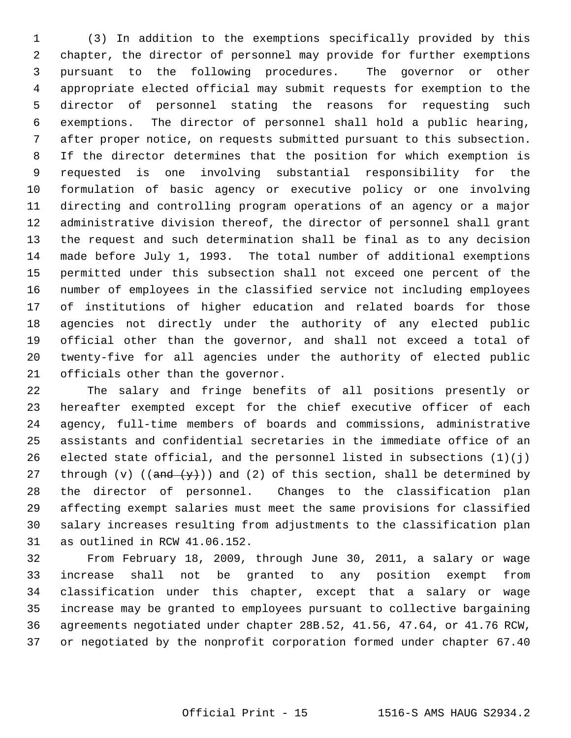(3) In addition to the exemptions specifically provided by this chapter, the director of personnel may provide for further exemptions pursuant to the following procedures. The governor or other appropriate elected official may submit requests for exemption to the director of personnel stating the reasons for requesting such exemptions. The director of personnel shall hold a public hearing, after proper notice, on requests submitted pursuant to this subsection. If the director determines that the position for which exemption is requested is one involving substantial responsibility for the formulation of basic agency or executive policy or one involving directing and controlling program operations of an agency or a major administrative division thereof, the director of personnel shall grant the request and such determination shall be final as to any decision made before July 1, 1993. The total number of additional exemptions permitted under this subsection shall not exceed one percent of the number of employees in the classified service not including employees of institutions of higher education and related boards for those agencies not directly under the authority of any elected public official other than the governor, and shall not exceed a total of twenty-five for all agencies under the authority of elected public officials other than the governor.

The salary and fringe benefits of all positions presently or hereafter exempted except for the chief executive officer of each agency, full-time members of boards and commissions, administrative assistants and confidential secretaries in the immediate office of an elected state official, and the personnel listed in subsections (1)(j) through (v) ((~~and (y)~~)) and (2) of this section, shall be determined by the director of personnel. Changes to the classification plan affecting exempt salaries must meet the same provisions for classified salary increases resulting from adjustments to the classification plan as outlined in RCW 41.06.152.

From February 18, 2009, through June 30, 2011, a salary or wage increase shall not be granted to any position exempt from classification under this chapter, except that a salary or wage increase may be granted to employees pursuant to collective bargaining agreements negotiated under chapter 28B.52, 41.56, 47.64, or 41.76 RCW, or negotiated by the nonprofit corporation formed under chapter 67.40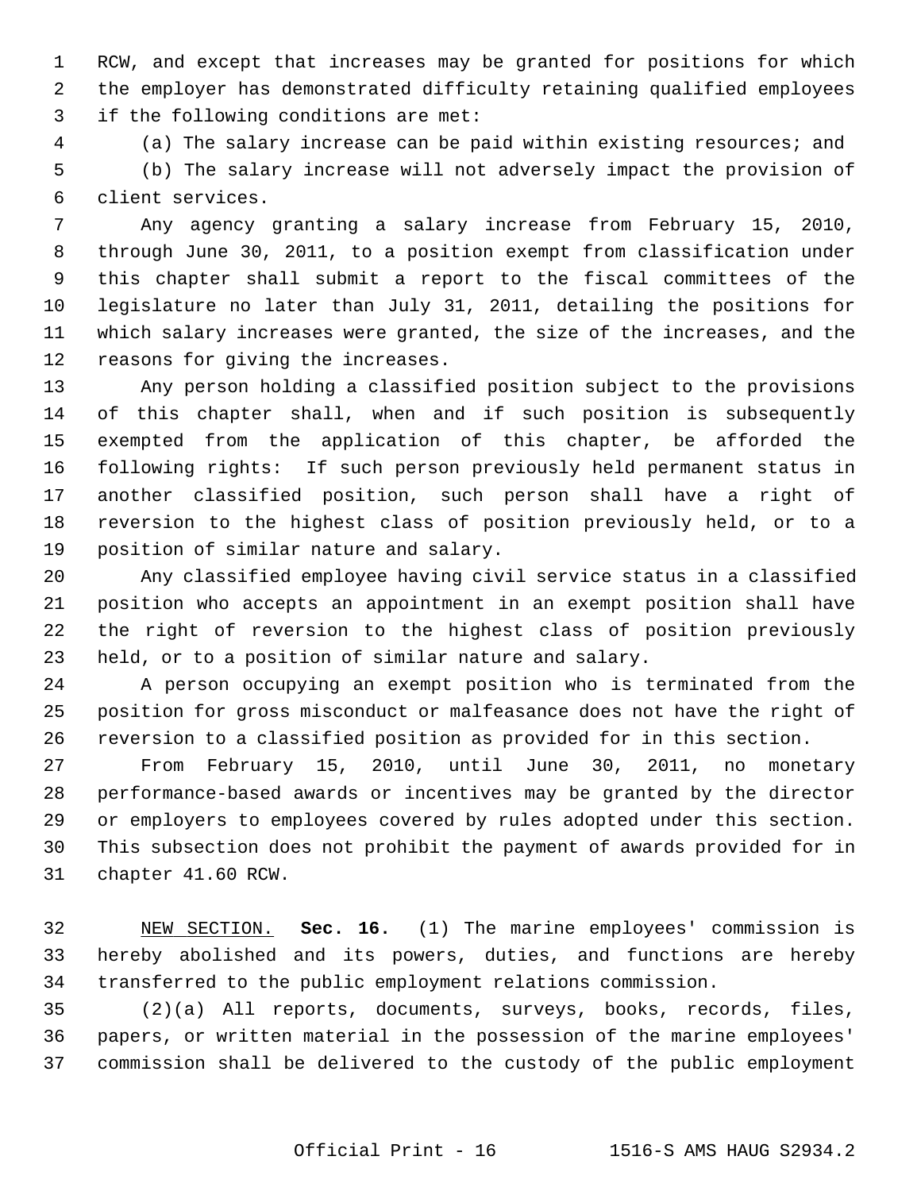RCW, and except that increases may be granted for positions for which the employer has demonstrated difficulty retaining qualified employees if the following conditions are met:

(a) The salary increase can be paid within existing resources; and

(b) The salary increase will not adversely impact the provision of client services.

Any agency granting a salary increase from February 15, 2010, through June 30, 2011, to a position exempt from classification under this chapter shall submit a report to the fiscal committees of the legislature no later than July 31, 2011, detailing the positions for which salary increases were granted, the size of the increases, and the reasons for giving the increases.

Any person holding a classified position subject to the provisions of this chapter shall, when and if such position is subsequently exempted from the application of this chapter, be afforded the following rights: If such person previously held permanent status in another classified position, such person shall have a right of reversion to the highest class of position previously held, or to a position of similar nature and salary.

Any classified employee having civil service status in a classified position who accepts an appointment in an exempt position shall have the right of reversion to the highest class of position previously held, or to a position of similar nature and salary.

A person occupying an exempt position who is terminated from the position for gross misconduct or malfeasance does not have the right of reversion to a classified position as provided for in this section.

From February 15, 2010, until June 30, 2011, no monetary performance-based awards or incentives may be granted by the director or employers to employees covered by rules adopted under this section. This subsection does not prohibit the payment of awards provided for in chapter 41.60 RCW.

NEW SECTION. **Sec. 16.** (1) The marine employees' commission is hereby abolished and its powers, duties, and functions are hereby transferred to the public employment relations commission.

(2)(a) All reports, documents, surveys, books, records, files, papers, or written material in the possession of the marine employees' commission shall be delivered to the custody of the public employment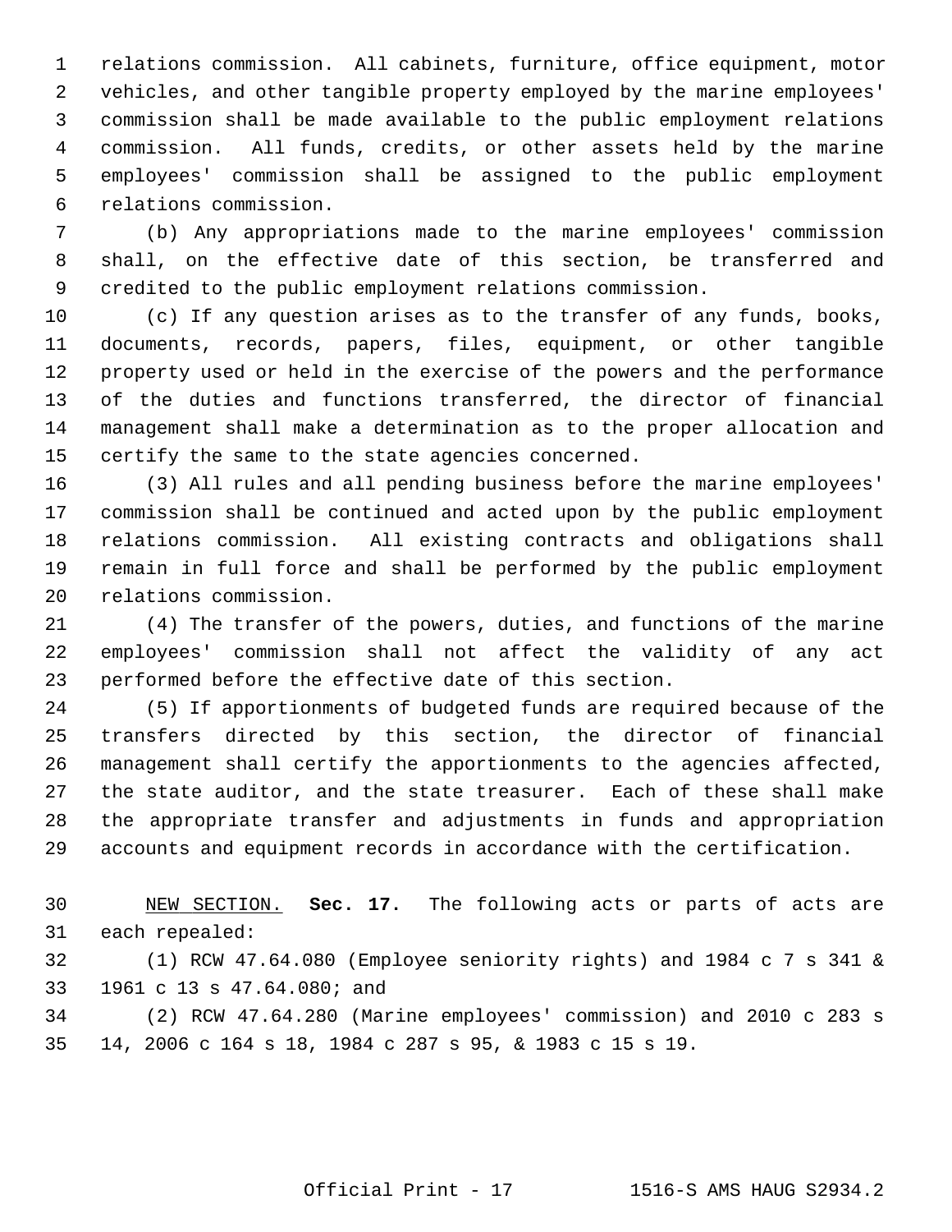relations commission. All cabinets, furniture, office equipment, motor vehicles, and other tangible property employed by the marine employees' commission shall be made available to the public employment relations commission. All funds, credits, or other assets held by the marine employees' commission shall be assigned to the public employment relations commission.

(b) Any appropriations made to the marine employees' commission shall, on the effective date of this section, be transferred and credited to the public employment relations commission.

(c) If any question arises as to the transfer of any funds, books, documents, records, papers, files, equipment, or other tangible property used or held in the exercise of the powers and the performance of the duties and functions transferred, the director of financial management shall make a determination as to the proper allocation and certify the same to the state agencies concerned.

(3) All rules and all pending business before the marine employees' commission shall be continued and acted upon by the public employment relations commission. All existing contracts and obligations shall remain in full force and shall be performed by the public employment relations commission.

(4) The transfer of the powers, duties, and functions of the marine employees' commission shall not affect the validity of any act performed before the effective date of this section.

(5) If apportionments of budgeted funds are required because of the transfers directed by this section, the director of financial management shall certify the apportionments to the agencies affected, the state auditor, and the state treasurer. Each of these shall make the appropriate transfer and adjustments in funds and appropriation accounts and equipment records in accordance with the certification.

NEW SECTION. **Sec. 17.** The following acts or parts of acts are each repealed:

(1) RCW 47.64.080 (Employee seniority rights) and 1984 c 7 s 341 & 1961 c 13 s 47.64.080; and

(2) RCW 47.64.280 (Marine employees' commission) and 2010 c 283 s 14, 2006 c 164 s 18, 1984 c 287 s 95, & 1983 c 15 s 19.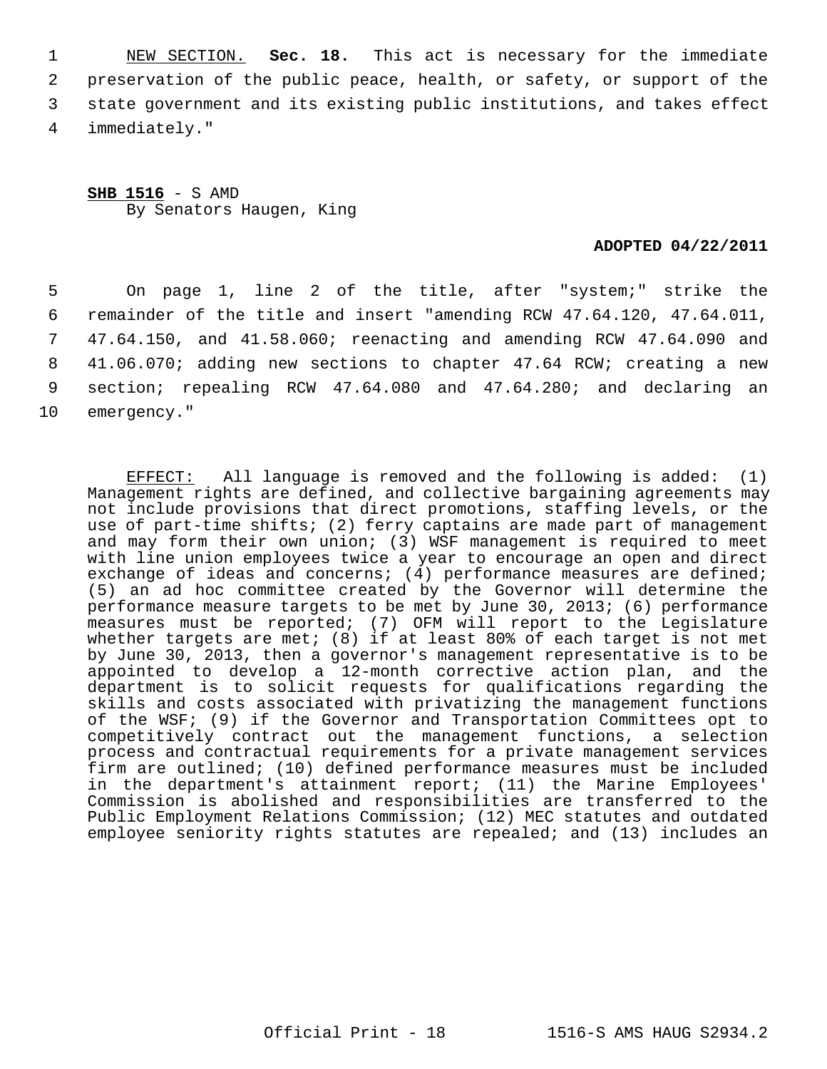NEW SECTION. **Sec. 18.** This act is necessary for the immediate preservation of the public peace, health, or safety, or support of the state government and its existing public institutions, and takes effect immediately."

**SHB 1516** - S AMD
By Senators Haugen, King

**ADOPTED 04/22/2011**

On page 1, line 2 of the title, after "system;" strike the remainder of the title and insert "amending RCW 47.64.120, 47.64.011, 47.64.150, and 41.58.060; reenacting and amending RCW 47.64.090 and 41.06.070; adding new sections to chapter 47.64 RCW; creating a new section; repealing RCW 47.64.080 and 47.64.280; and declaring an emergency."

EFFECT: All language is removed and the following is added: (1) Management rights are defined, and collective bargaining agreements may not include provisions that direct promotions, staffing levels, or the use of part-time shifts; (2) ferry captains are made part of management and may form their own union; (3) WSF management is required to meet with line union employees twice a year to encourage an open and direct exchange of ideas and concerns; (4) performance measures are defined; (5) an ad hoc committee created by the Governor will determine the performance measure targets to be met by June 30, 2013; (6) performance measures must be reported; (7) OFM will report to the Legislature whether targets are met; (8) if at least 80% of each target is not met by June 30, 2013, then a governor's management representative is to be appointed to develop a 12-month corrective action plan, and the department is to solicit requests for qualifications regarding the skills and costs associated with privatizing the management functions of the WSF; (9) if the Governor and Transportation Committees opt to competitively contract out the management functions, a selection process and contractual requirements for a private management services firm are outlined; (10) defined performance measures must be included in the department's attainment report; (11) the Marine Employees' Commission is abolished and responsibilities are transferred to the Public Employment Relations Commission; (12) MEC statutes and outdated employee seniority rights statutes are repealed; and (13) includes an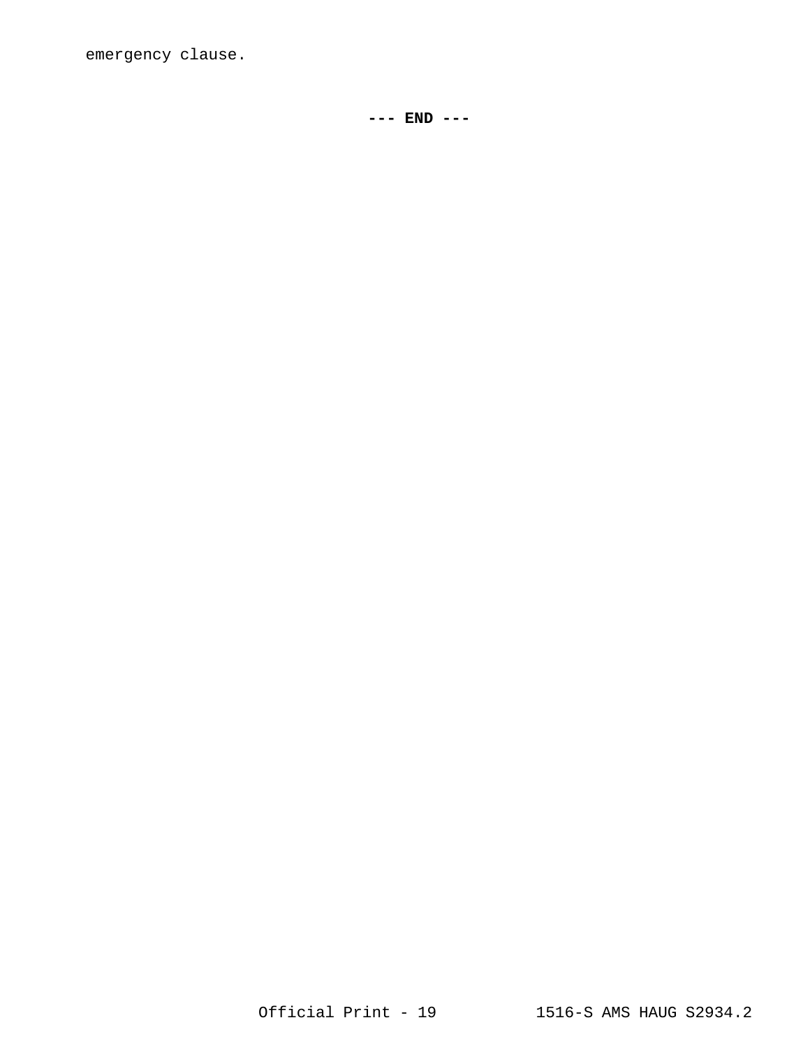emergency clause.

**--- END ---**